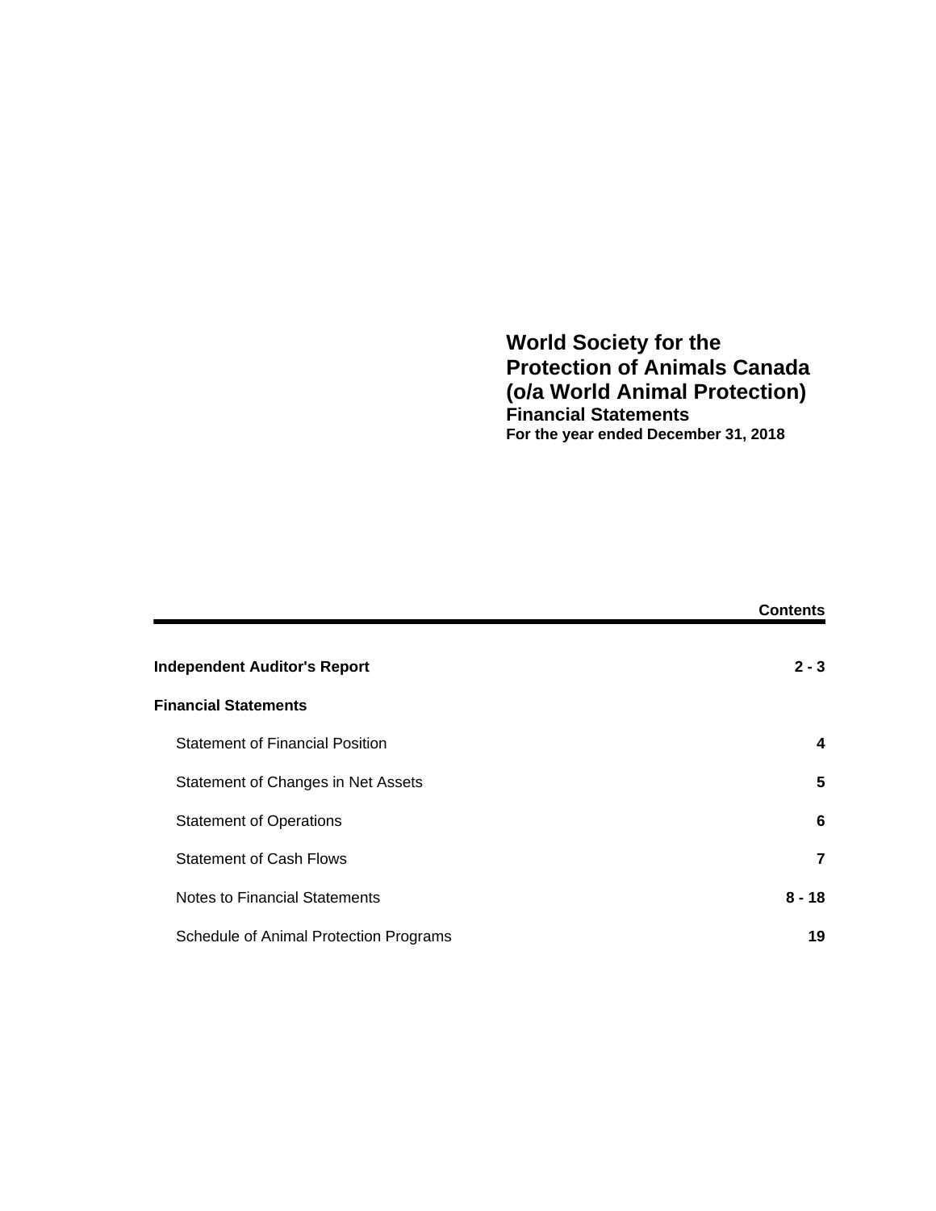# World Society for the Protection of Animals Canada (o/a World Animal Protection)

## Financial Statements

**For the year ended December 31, 2018**

| | **Contents** |
|---|---|
| **Independent Auditor's Report** | **2 - 3** |
| **Financial Statements** | |
| Statement of Financial Position | **4** |
| Statement of Changes in Net Assets | **5** |
| Statement of Operations | **6** |
| Statement of Cash Flows | **7** |
| Notes to Financial Statements | **8 - 18** |
| Schedule of Animal Protection Programs | **19** |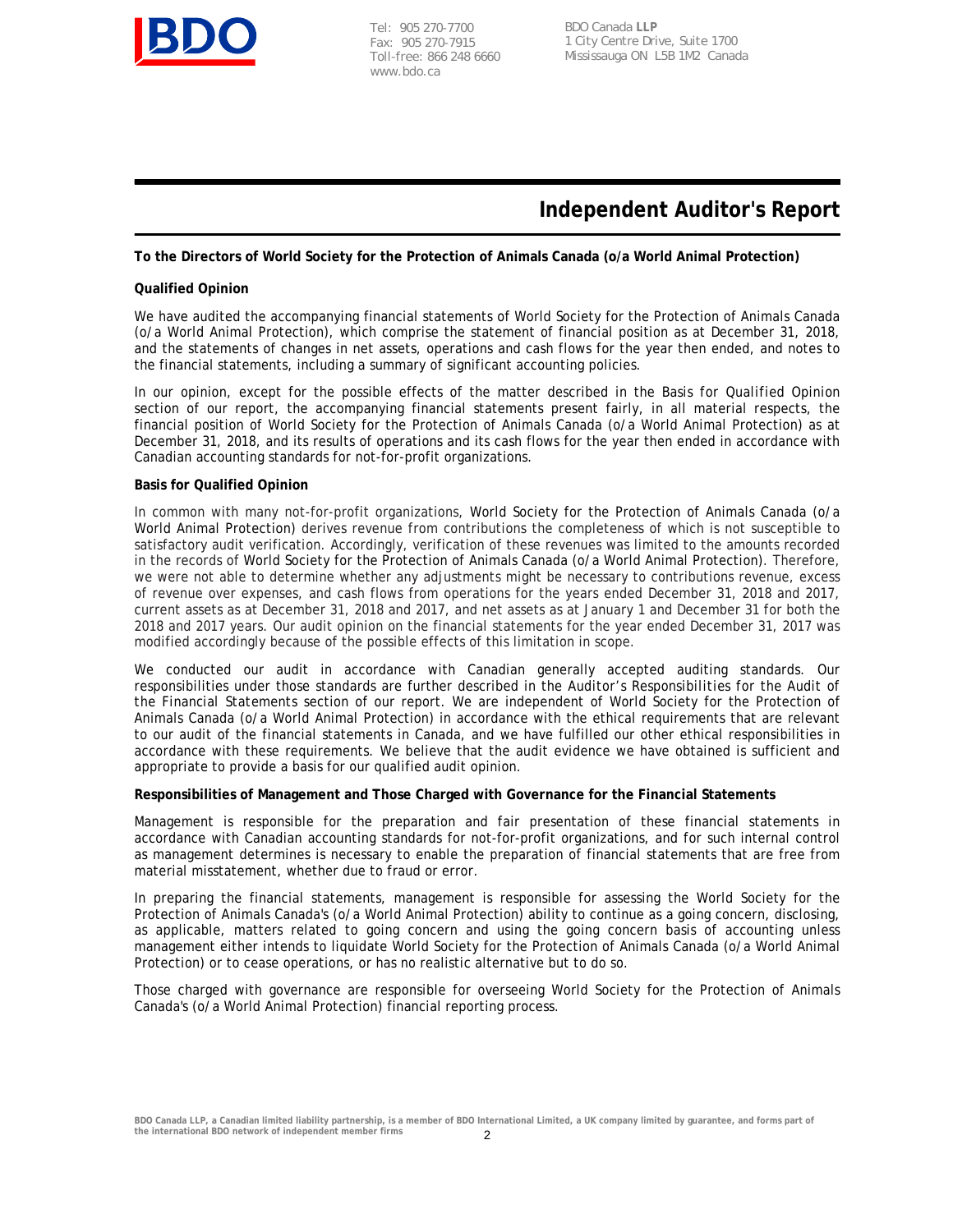# Independent Auditor's Report

**To the Directors of World Society for the Protection of Animals Canada (o/a World Animal Protection)**

**Qualified Opinion**

We have audited the accompanying financial statements of World Society for the Protection of Animals Canada (o/a World Animal Protection), which comprise the statement of financial position as at December 31, 2018, and the statements of changes in net assets, operations and cash flows for the year then ended, and notes to the financial statements, including a summary of significant accounting policies.

In our opinion, except for the possible effects of the matter described in the Basis for Qualified Opinion section of our report, the accompanying financial statements present fairly, in all material respects, the financial position of World Society for the Protection of Animals Canada (o/a World Animal Protection) as at December 31, 2018, and its results of operations and its cash flows for the year then ended in accordance with Canadian accounting standards for not-for-profit organizations.

**Basis for Qualified Opinion**

In common with many not-for-profit organizations, World Society for the Protection of Animals Canada (o/a World Animal Protection) derives revenue from contributions the completeness of which is not susceptible to satisfactory audit verification. Accordingly, verification of these revenues was limited to the amounts recorded in the records of World Society for the Protection of Animals Canada (o/a World Animal Protection). Therefore, we were not able to determine whether any adjustments might be necessary to contributions revenue, excess of revenue over expenses, and cash flows from operations for the years ended December 31, 2018 and 2017, current assets as at December 31, 2018 and 2017, and net assets as at January 1 and December 31 for both the 2018 and 2017 years. Our audit opinion on the financial statements for the year ended December 31, 2017 was modified accordingly because of the possible effects of this limitation in scope.

We conducted our audit in accordance with Canadian generally accepted auditing standards. Our responsibilities under those standards are further described in the Auditor's Responsibilities for the Audit of the Financial Statements section of our report. We are independent of World Society for the Protection of Animals Canada (o/a World Animal Protection) in accordance with the ethical requirements that are relevant to our audit of the financial statements in Canada, and we have fulfilled our other ethical responsibilities in accordance with these requirements. We believe that the audit evidence we have obtained is sufficient and appropriate to provide a basis for our qualified audit opinion.

**Responsibilities of Management and Those Charged with Governance for the Financial Statements**

Management is responsible for the preparation and fair presentation of these financial statements in accordance with Canadian accounting standards for not-for-profit organizations, and for such internal control as management determines is necessary to enable the preparation of financial statements that are free from material misstatement, whether due to fraud or error.

In preparing the financial statements, management is responsible for assessing the World Society for the Protection of Animals Canada's (o/a World Animal Protection) ability to continue as a going concern, disclosing, as applicable, matters related to going concern and using the going concern basis of accounting unless management either intends to liquidate World Society for the Protection of Animals Canada (o/a World Animal Protection) or to cease operations, or has no realistic alternative but to do so.

Those charged with governance are responsible for overseeing World Society for the Protection of Animals Canada's (o/a World Animal Protection) financial reporting process.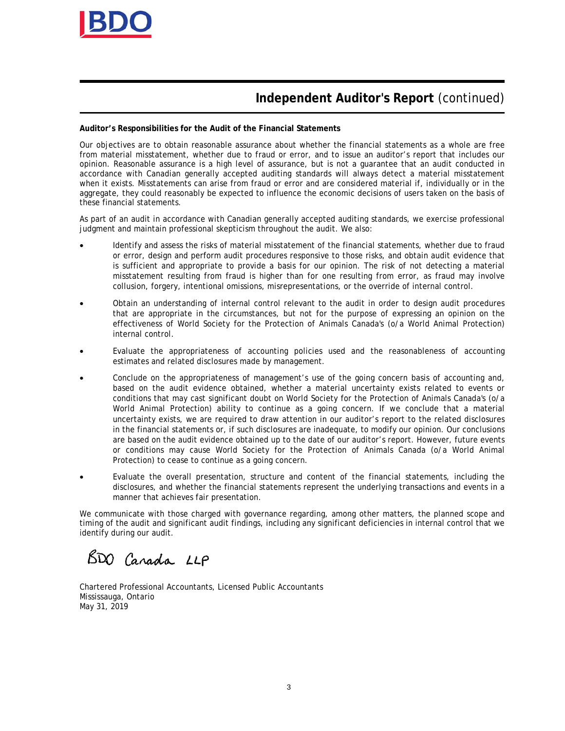# Independent Auditor's Report (continued)

**Auditor's Responsibilities for the Audit of the Financial Statements**

Our objectives are to obtain reasonable assurance about whether the financial statements as a whole are free from material misstatement, whether due to fraud or error, and to issue an auditor's report that includes our opinion. Reasonable assurance is a high level of assurance, but is not a guarantee that an audit conducted in accordance with Canadian generally accepted auditing standards will always detect a material misstatement when it exists. Misstatements can arise from fraud or error and are considered material if, individually or in the aggregate, they could reasonably be expected to influence the economic decisions of users taken on the basis of these financial statements.

As part of an audit in accordance with Canadian generally accepted auditing standards, we exercise professional judgment and maintain professional skepticism throughout the audit. We also:

- Identify and assess the risks of material misstatement of the financial statements, whether due to fraud or error, design and perform audit procedures responsive to those risks, and obtain audit evidence that is sufficient and appropriate to provide a basis for our opinion. The risk of not detecting a material misstatement resulting from fraud is higher than for one resulting from error, as fraud may involve collusion, forgery, intentional omissions, misrepresentations, or the override of internal control.
- Obtain an understanding of internal control relevant to the audit in order to design audit procedures that are appropriate in the circumstances, but not for the purpose of expressing an opinion on the effectiveness of World Society for the Protection of Animals Canada's (o/a World Animal Protection) internal control.
- Evaluate the appropriateness of accounting policies used and the reasonableness of accounting estimates and related disclosures made by management.
- Conclude on the appropriateness of management's use of the going concern basis of accounting and, based on the audit evidence obtained, whether a material uncertainty exists related to events or conditions that may cast significant doubt on World Society for the Protection of Animals Canada's (o/a World Animal Protection) ability to continue as a going concern. If we conclude that a material uncertainty exists, we are required to draw attention in our auditor's report to the related disclosures in the financial statements or, if such disclosures are inadequate, to modify our opinion. Our conclusions are based on the audit evidence obtained up to the date of our auditor's report. However, future events or conditions may cause World Society for the Protection of Animals Canada (o/a World Animal Protection) to cease to continue as a going concern.
- Evaluate the overall presentation, structure and content of the financial statements, including the disclosures, and whether the financial statements represent the underlying transactions and events in a manner that achieves fair presentation.

We communicate with those charged with governance regarding, among other matters, the planned scope and timing of the audit and significant audit findings, including any significant deficiencies in internal control that we identify during our audit.

BDO Canada LLP

Chartered Professional Accountants, Licensed Public Accountants
Mississauga, Ontario
May 31, 2019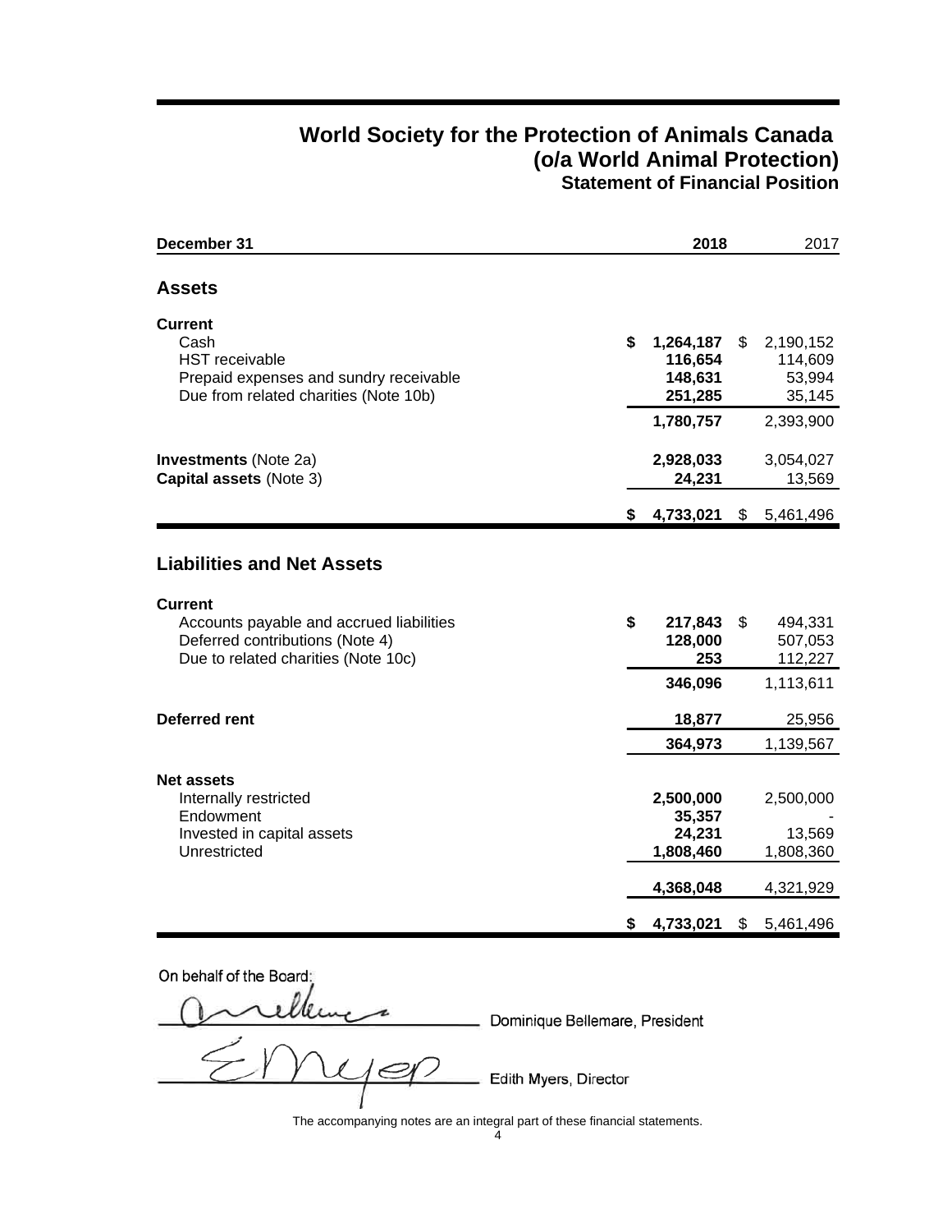# World Society for the Protection of Animals Canada
# (o/a World Animal Protection)
## Statement of Financial Position

| December 31 | 2018 | 2017 |
|---|---|---|
| **Assets** | | |
| **Current** | | |
| Cash | **$ 1,264,187** | $ 2,190,152 |
| HST receivable | **116,654** | 114,609 |
| Prepaid expenses and sundry receivable | **148,631** | 53,994 |
| Due from related charities (Note 10b) | **251,285** | 35,145 |
| | **1,780,757** | 2,393,900 |
| **Investments** (Note 2a) | **2,928,033** | 3,054,027 |
| **Capital assets** (Note 3) | **24,231** | 13,569 |
| | **$ 4,733,021** | $ 5,461,496 |
| **Liabilities and Net Assets** | | |
| **Current** | | |
| Accounts payable and accrued liabilities | **$ 217,843** | $ 494,331 |
| Deferred contributions (Note 4) | **128,000** | 507,053 |
| Due to related charities (Note 10c) | **253** | 112,227 |
| | **346,096** | 1,113,611 |
| **Deferred rent** | **18,877** | 25,956 |
| | **364,973** | 1,139,567 |
| **Net assets** | | |
| Internally restricted | **2,500,000** | 2,500,000 |
| Endowment | **35,357** | - |
| Invested in capital assets | **24,231** | 13,569 |
| Unrestricted | **1,808,460** | 1,808,360 |
| | **4,368,048** | 4,321,929 |
| | **$ 4,733,021** | $ 5,461,496 |

On behalf of the Board:

Dominique Bellemare, President

Edith Myers, Director

The accompanying notes are an integral part of these financial statements.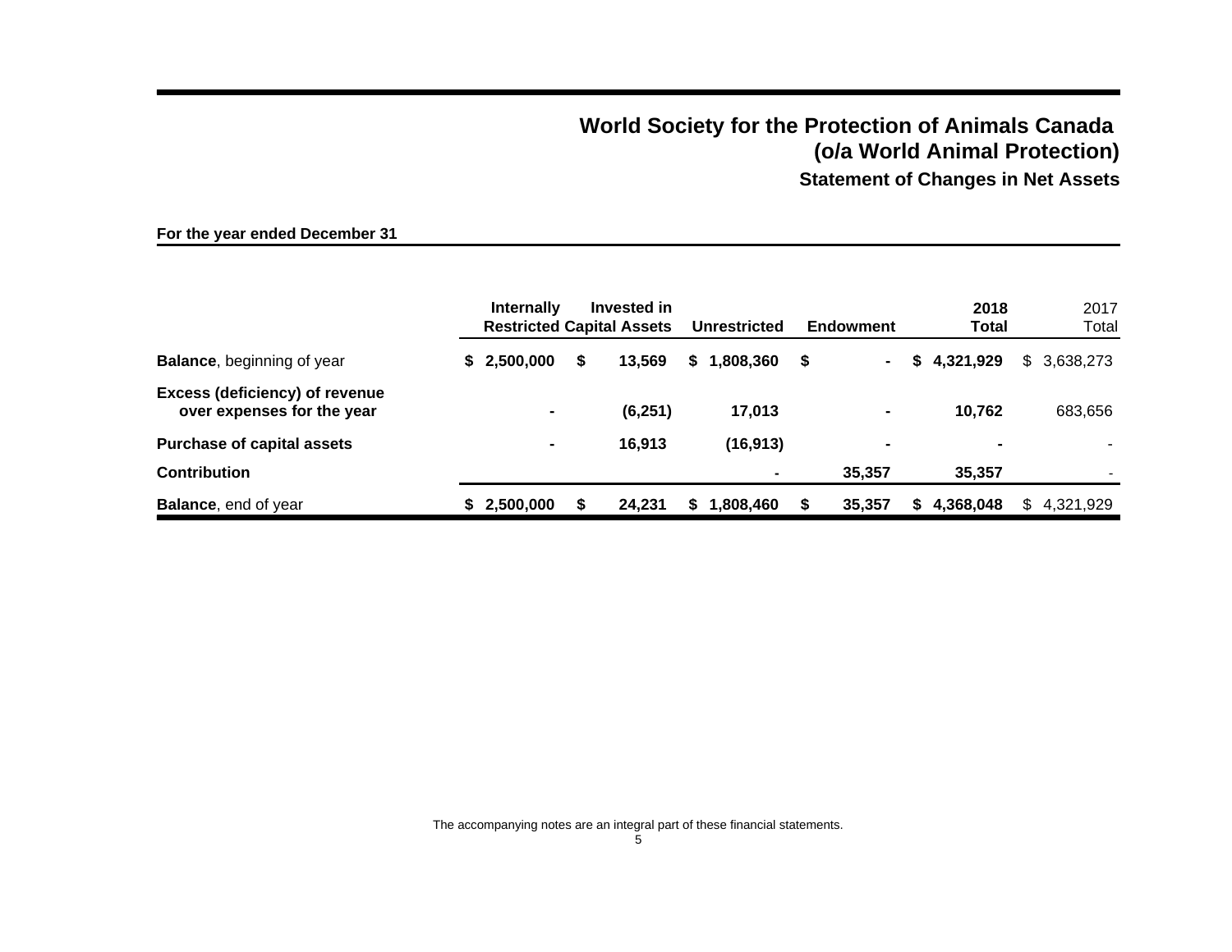# World Society for the Protection of Animals Canada (o/a World Animal Protection)

## Statement of Changes in Net Assets

**For the year ended December 31**

| | Internally Restricted | Invested in Capital Assets | Unrestricted | Endowment | 2018 Total | 2017 Total |
|---|---|---|---|---|---|---|
| **Balance**, beginning of year | **$ 2,500,000** | **$ 13,569** | **$ 1,808,360** | **$ -** | **$ 4,321,929** | $ 3,638,273 |
| **Excess (deficiency) of revenue over expenses for the year** | **-** | **(6,251)** | **17,013** | **-** | **10,762** | 683,656 |
| **Purchase of capital assets** | **-** | **16,913** | **(16,913)** | **-** | **-** | - |
| **Contribution** | | | **-** | **35,357** | **35,357** | - |
| **Balance**, end of year | **$ 2,500,000** | **$ 24,231** | **$ 1,808,460** | **$ 35,357** | **$ 4,368,048** | $ 4,321,929 |

The accompanying notes are an integral part of these financial statements.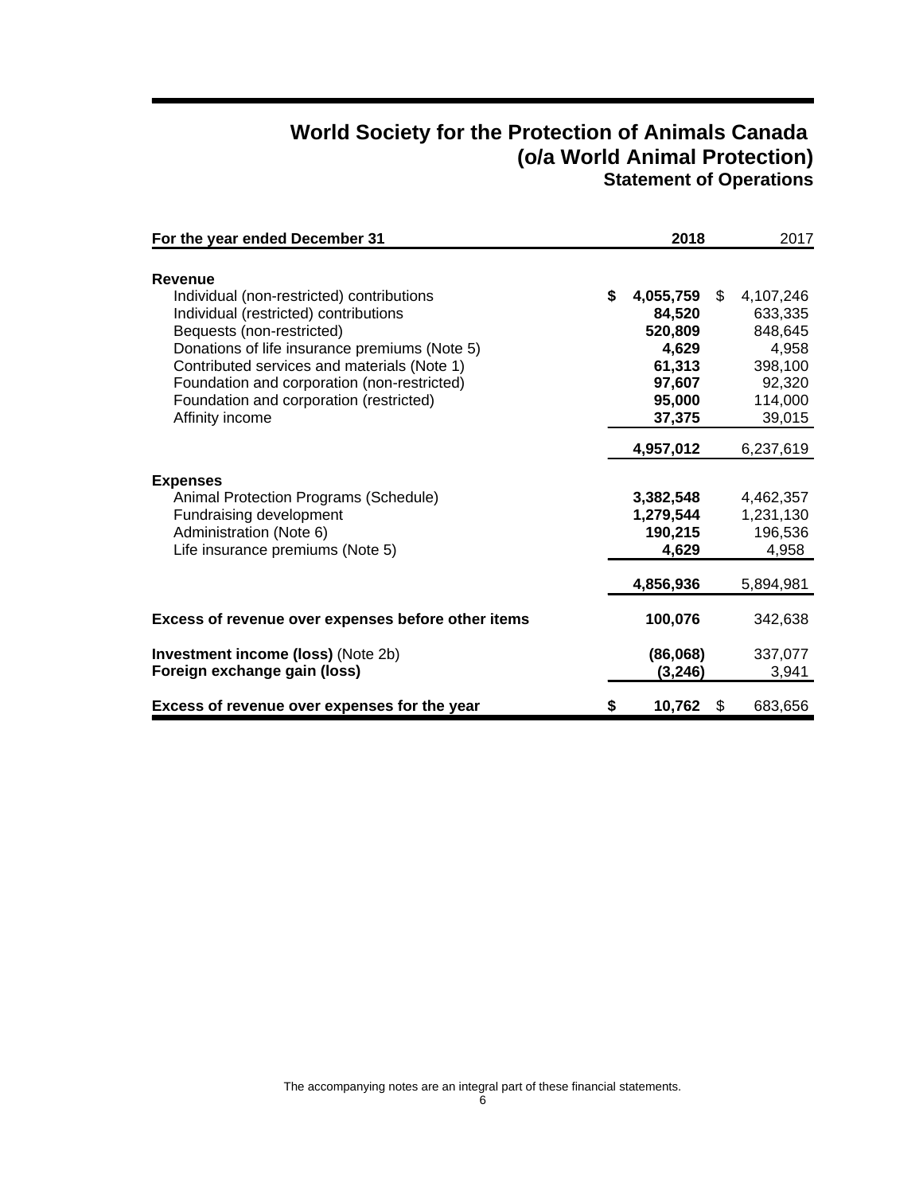# World Society for the Protection of Animals Canada
# (o/a World Animal Protection)
## Statement of Operations

| For the year ended December 31 | 2018 | 2017 |
|---|---|---|
| **Revenue** | | |
| Individual (non-restricted) contributions | **$ 4,055,759** | $ 4,107,246 |
| Individual (restricted) contributions | **84,520** | 633,335 |
| Bequests (non-restricted) | **520,809** | 848,645 |
| Donations of life insurance premiums (Note 5) | **4,629** | 4,958 |
| Contributed services and materials (Note 1) | **61,313** | 398,100 |
| Foundation and corporation (non-restricted) | **97,607** | 92,320 |
| Foundation and corporation (restricted) | **95,000** | 114,000 |
| Affinity income | **37,375** | 39,015 |
| | **4,957,012** | 6,237,619 |
| **Expenses** | | |
| Animal Protection Programs (Schedule) | **3,382,548** | 4,462,357 |
| Fundraising development | **1,279,544** | 1,231,130 |
| Administration (Note 6) | **190,215** | 196,536 |
| Life insurance premiums (Note 5) | **4,629** | 4,958 |
| | **4,856,936** | 5,894,981 |
| **Excess of revenue over expenses before other items** | **100,076** | 342,638 |
| **Investment income (loss)** (Note 2b) | **(86,068)** | 337,077 |
| **Foreign exchange gain (loss)** | **(3,246)** | 3,941 |
| **Excess of revenue over expenses for the year** | **$ 10,762** | $ 683,656 |

The accompanying notes are an integral part of these financial statements.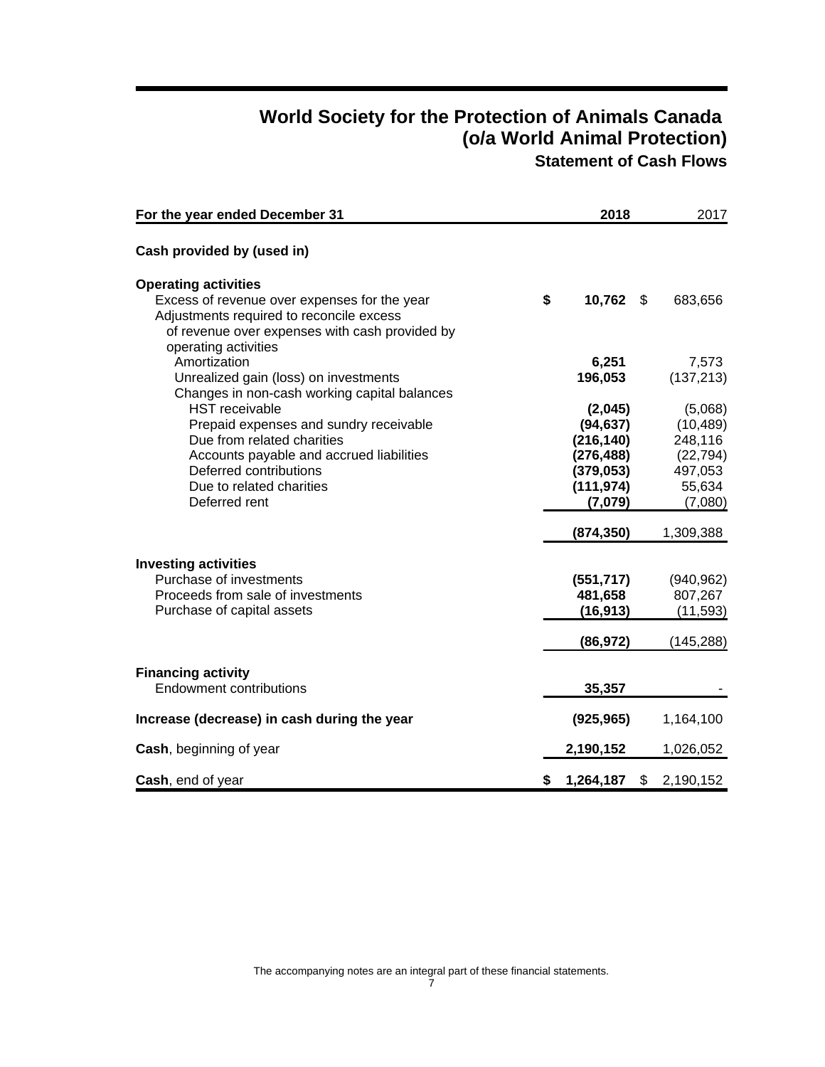# World Society for the Protection of Animals Canada
# (o/a World Animal Protection)
## Statement of Cash Flows

| For the year ended December 31 | 2018 | 2017 |
|---|---|---|
| **Cash provided by (used in)** | | |
| **Operating activities** | | |
| Excess of revenue over expenses for the year | $ 10,762 | $ 683,656 |
| Adjustments required to reconcile excess of revenue over expenses with cash provided by operating activities | | |
| Amortization | 6,251 | 7,573 |
| Unrealized gain (loss) on investments | 196,053 | (137,213) |
| Changes in non-cash working capital balances | | |
| HST receivable | (2,045) | (5,068) |
| Prepaid expenses and sundry receivable | (94,637) | (10,489) |
| Due from related charities | (216,140) | 248,116 |
| Accounts payable and accrued liabilities | (276,488) | (22,794) |
| Deferred contributions | (379,053) | 497,053 |
| Due to related charities | (111,974) | 55,634 |
| Deferred rent | (7,079) | (7,080) |
| | (874,350) | 1,309,388 |
| **Investing activities** | | |
| Purchase of investments | (551,717) | (940,962) |
| Proceeds from sale of investments | 481,658 | 807,267 |
| Purchase of capital assets | (16,913) | (11,593) |
| | (86,972) | (145,288) |
| **Financing activity** | | |
| Endowment contributions | 35,357 | - |
| **Increase (decrease) in cash during the year** | (925,965) | 1,164,100 |
| **Cash**, beginning of year | 2,190,152 | 1,026,052 |
| **Cash**, end of year | $ 1,264,187 | $ 2,190,152 |

The accompanying notes are an integral part of these financial statements.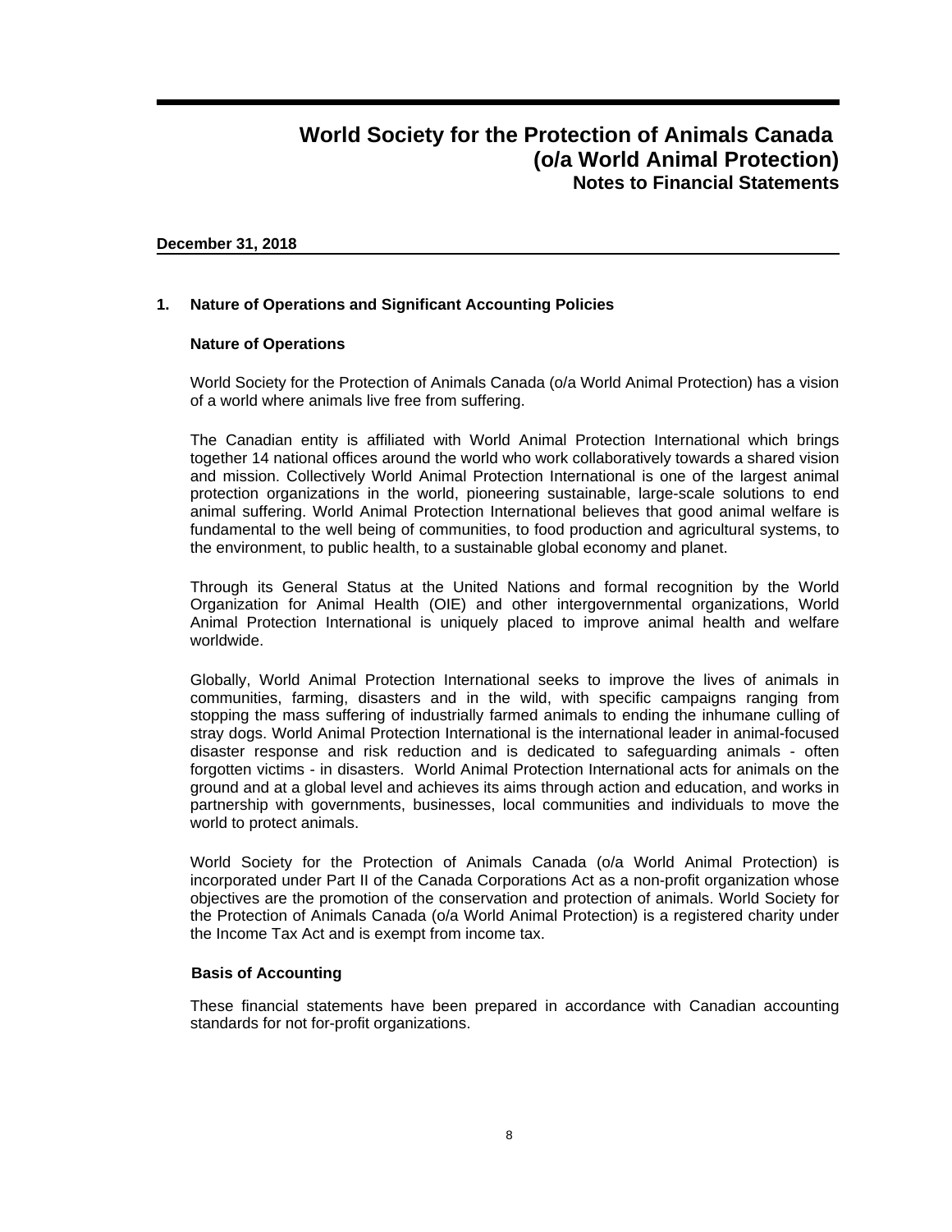# World Society for the Protection of Animals Canada (o/a World Animal Protection)

## Notes to Financial Statements

**December 31, 2018**

### 1. Nature of Operations and Significant Accounting Policies

#### Nature of Operations

World Society for the Protection of Animals Canada (o/a World Animal Protection) has a vision of a world where animals live free from suffering.

The Canadian entity is affiliated with World Animal Protection International which brings together 14 national offices around the world who work collaboratively towards a shared vision and mission. Collectively World Animal Protection International is one of the largest animal protection organizations in the world, pioneering sustainable, large-scale solutions to end animal suffering. World Animal Protection International believes that good animal welfare is fundamental to the well being of communities, to food production and agricultural systems, to the environment, to public health, to a sustainable global economy and planet.

Through its General Status at the United Nations and formal recognition by the World Organization for Animal Health (OIE) and other intergovernmental organizations, World Animal Protection International is uniquely placed to improve animal health and welfare worldwide.

Globally, World Animal Protection International seeks to improve the lives of animals in communities, farming, disasters and in the wild, with specific campaigns ranging from stopping the mass suffering of industrially farmed animals to ending the inhumane culling of stray dogs. World Animal Protection International is the international leader in animal-focused disaster response and risk reduction and is dedicated to safeguarding animals - often forgotten victims - in disasters. World Animal Protection International acts for animals on the ground and at a global level and achieves its aims through action and education, and works in partnership with governments, businesses, local communities and individuals to move the world to protect animals.

World Society for the Protection of Animals Canada (o/a World Animal Protection) is incorporated under Part II of the Canada Corporations Act as a non-profit organization whose objectives are the promotion of the conservation and protection of animals. World Society for the Protection of Animals Canada (o/a World Animal Protection) is a registered charity under the Income Tax Act and is exempt from income tax.

#### Basis of Accounting

These financial statements have been prepared in accordance with Canadian accounting standards for not for-profit organizations.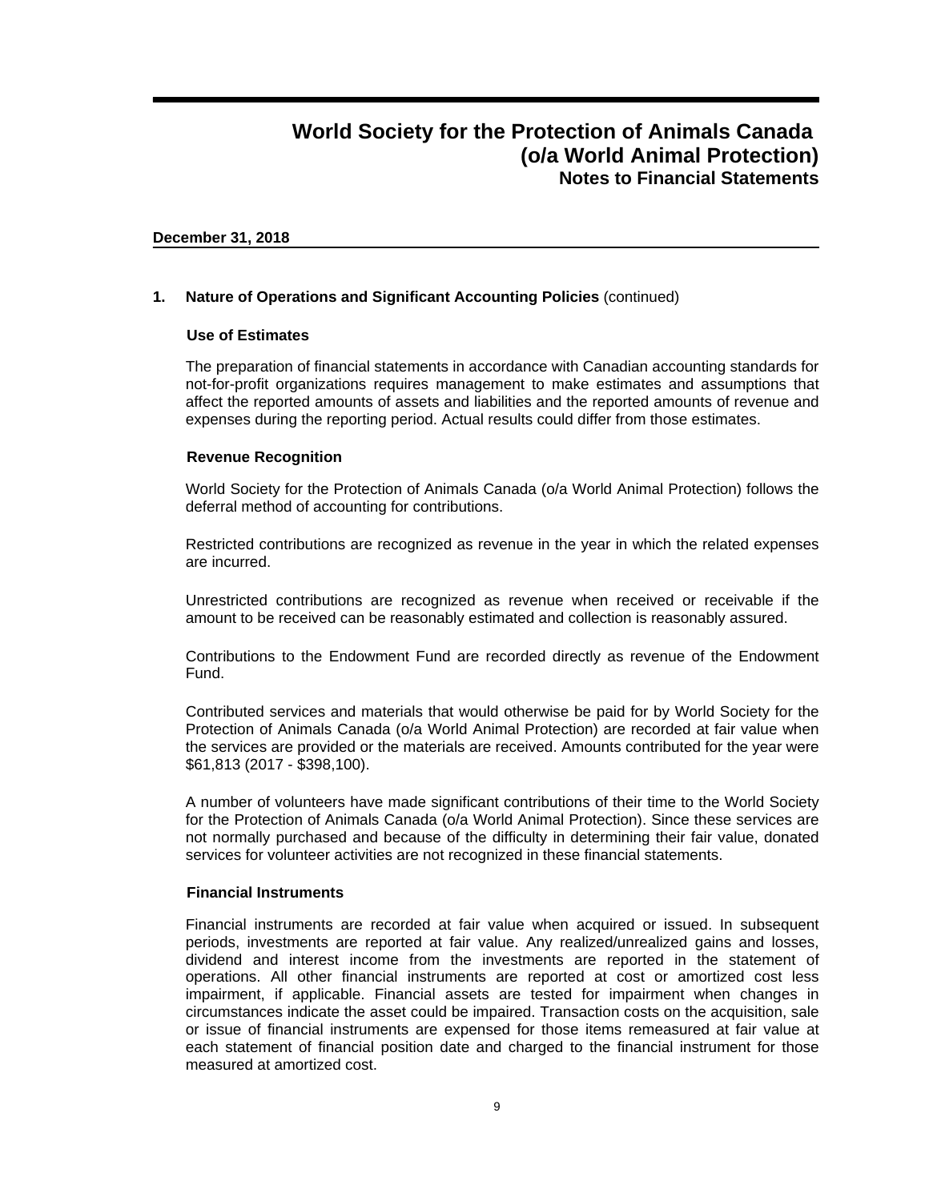# World Society for the Protection of Animals Canada (o/a World Animal Protection)

## Notes to Financial Statements

**December 31, 2018**

**1. Nature of Operations and Significant Accounting Policies** (continued)

### Use of Estimates

The preparation of financial statements in accordance with Canadian accounting standards for not-for-profit organizations requires management to make estimates and assumptions that affect the reported amounts of assets and liabilities and the reported amounts of revenue and expenses during the reporting period. Actual results could differ from those estimates.

### Revenue Recognition

World Society for the Protection of Animals Canada (o/a World Animal Protection) follows the deferral method of accounting for contributions.

Restricted contributions are recognized as revenue in the year in which the related expenses are incurred.

Unrestricted contributions are recognized as revenue when received or receivable if the amount to be received can be reasonably estimated and collection is reasonably assured.

Contributions to the Endowment Fund are recorded directly as revenue of the Endowment Fund.

Contributed services and materials that would otherwise be paid for by World Society for the Protection of Animals Canada (o/a World Animal Protection) are recorded at fair value when the services are provided or the materials are received. Amounts contributed for the year were $61,813 (2017 - $398,100).

A number of volunteers have made significant contributions of their time to the World Society for the Protection of Animals Canada (o/a World Animal Protection). Since these services are not normally purchased and because of the difficulty in determining their fair value, donated services for volunteer activities are not recognized in these financial statements.

### Financial Instruments

Financial instruments are recorded at fair value when acquired or issued. In subsequent periods, investments are reported at fair value. Any realized/unrealized gains and losses, dividend and interest income from the investments are reported in the statement of operations. All other financial instruments are reported at cost or amortized cost less impairment, if applicable. Financial assets are tested for impairment when changes in circumstances indicate the asset could be impaired. Transaction costs on the acquisition, sale or issue of financial instruments are expensed for those items remeasured at fair value at each statement of financial position date and charged to the financial instrument for those measured at amortized cost.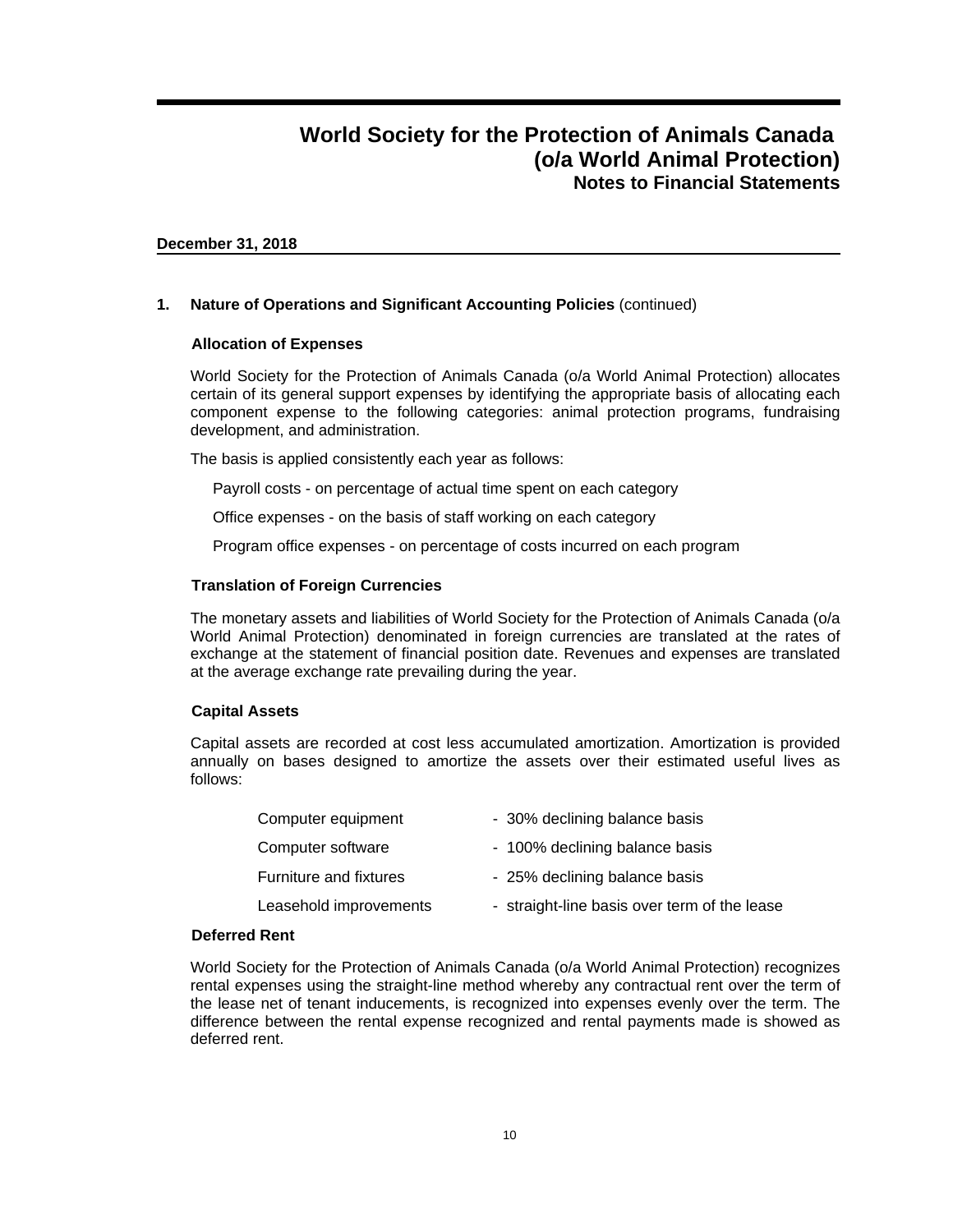# World Society for the Protection of Animals Canada (o/a World Animal Protection)
## Notes to Financial Statements

**December 31, 2018**

### 1. Nature of Operations and Significant Accounting Policies (continued)

#### Allocation of Expenses

World Society for the Protection of Animals Canada (o/a World Animal Protection) allocates certain of its general support expenses by identifying the appropriate basis of allocating each component expense to the following categories: animal protection programs, fundraising development, and administration.

The basis is applied consistently each year as follows:

Payroll costs - on percentage of actual time spent on each category

Office expenses - on the basis of staff working on each category

Program office expenses - on percentage of costs incurred on each program

#### Translation of Foreign Currencies

The monetary assets and liabilities of World Society for the Protection of Animals Canada (o/a World Animal Protection) denominated in foreign currencies are translated at the rates of exchange at the statement of financial position date. Revenues and expenses are translated at the average exchange rate prevailing during the year.

#### Capital Assets

Capital assets are recorded at cost less accumulated amortization. Amortization is provided annually on bases designed to amortize the assets over their estimated useful lives as follows:

| | |
|---|---|
| Computer equipment | - 30% declining balance basis |
| Computer software | - 100% declining balance basis |
| Furniture and fixtures | - 25% declining balance basis |
| Leasehold improvements | - straight-line basis over term of the lease |

#### Deferred Rent

World Society for the Protection of Animals Canada (o/a World Animal Protection) recognizes rental expenses using the straight-line method whereby any contractual rent over the term of the lease net of tenant inducements, is recognized into expenses evenly over the term. The difference between the rental expense recognized and rental payments made is showed as deferred rent.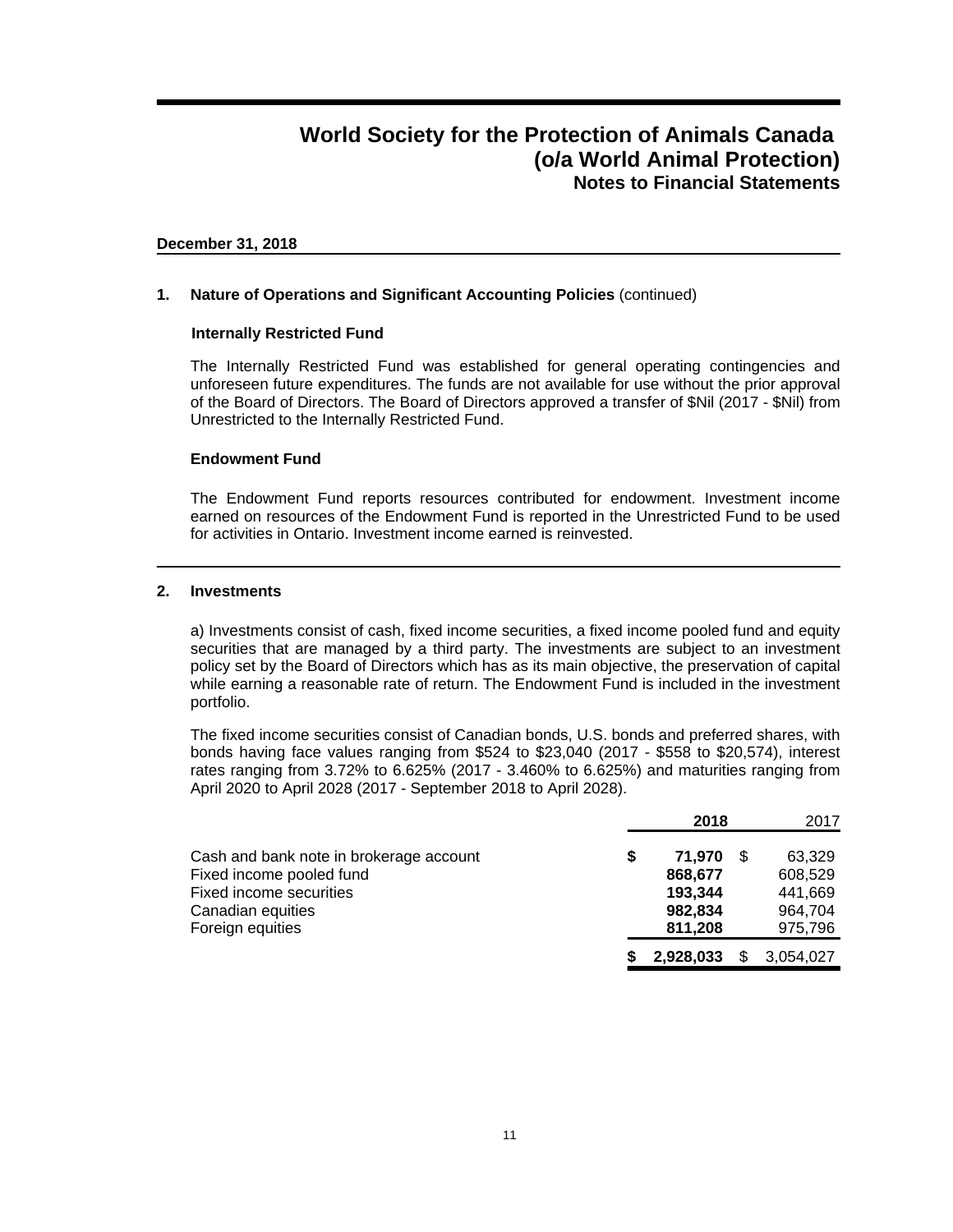# World Society for the Protection of Animals Canada (o/a World Animal Protection)
## Notes to Financial Statements

**December 31, 2018**

### 1. Nature of Operations and Significant Accounting Policies (continued)

**Internally Restricted Fund**

The Internally Restricted Fund was established for general operating contingencies and unforeseen future expenditures. The funds are not available for use without the prior approval of the Board of Directors. The Board of Directors approved a transfer of $Nil (2017 - $Nil) from Unrestricted to the Internally Restricted Fund.

**Endowment Fund**

The Endowment Fund reports resources contributed for endowment. Investment income earned on resources of the Endowment Fund is reported in the Unrestricted Fund to be used for activities in Ontario. Investment income earned is reinvested.

### 2. Investments

a) Investments consist of cash, fixed income securities, a fixed income pooled fund and equity securities that are managed by a third party. The investments are subject to an investment policy set by the Board of Directors which has as its main objective, the preservation of capital while earning a reasonable rate of return. The Endowment Fund is included in the investment portfolio.

The fixed income securities consist of Canadian bonds, U.S. bonds and preferred shares, with bonds having face values ranging from $524 to $23,040 (2017 - $558 to $20,574), interest rates ranging from 3.72% to 6.625% (2017 - 3.460% to 6.625%) and maturities ranging from April 2020 to April 2028 (2017 - September 2018 to April 2028).

| | **2018** | 2017 |
|---|---|---|
| Cash and bank note in brokerage account | **$ 71,970** | $ 63,329 |
| Fixed income pooled fund | **868,677** | 608,529 |
| Fixed income securities | **193,344** | 441,669 |
| Canadian equities | **982,834** | 964,704 |
| Foreign equities | **811,208** | 975,796 |
| | **$ 2,928,033** | $ 3,054,027 |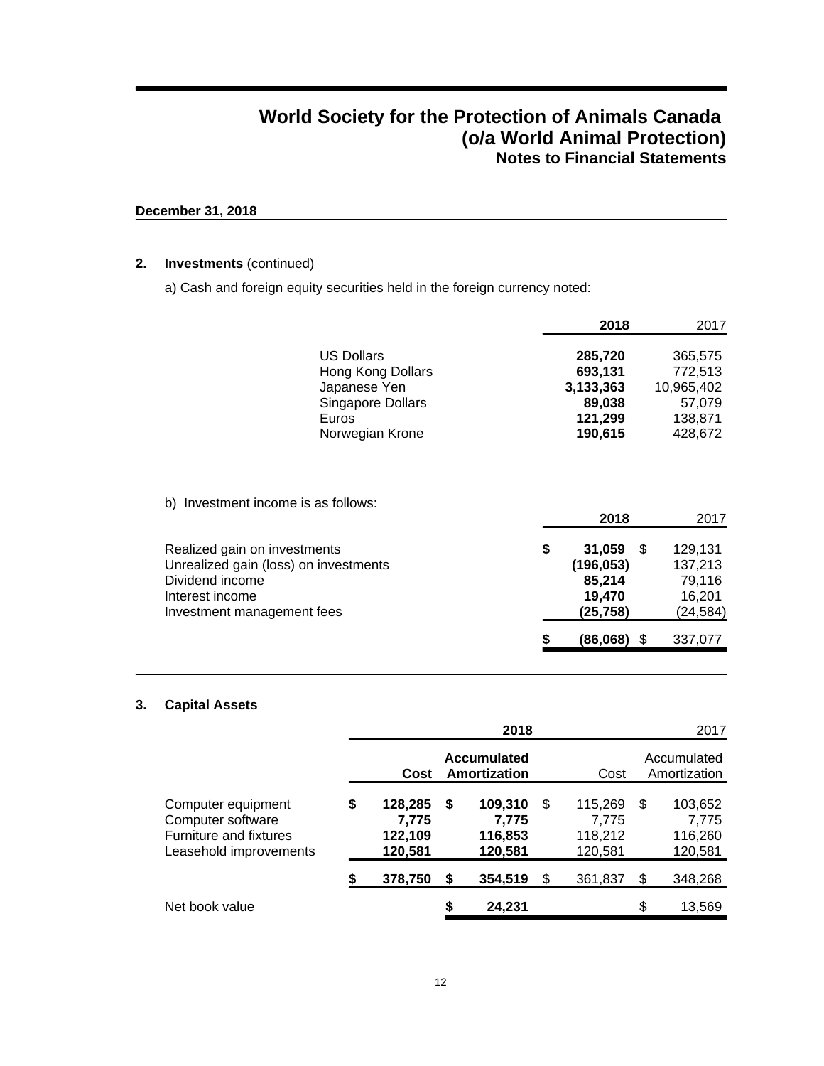# World Society for the Protection of Animals Canada (o/a World Animal Protection)
## Notes to Financial Statements

**December 31, 2018**

### 2. Investments (continued)

a) Cash and foreign equity securities held in the foreign currency noted:

| | **2018** | 2017 |
|---|---|---|
| US Dollars | **285,720** | 365,575 |
| Hong Kong Dollars | **693,131** | 772,513 |
| Japanese Yen | **3,133,363** | 10,965,402 |
| Singapore Dollars | **89,038** | 57,079 |
| Euros | **121,299** | 138,871 |
| Norwegian Krone | **190,615** | 428,672 |

b) Investment income is as follows:

| | **2018** | 2017 |
|---|---|---|
| Realized gain on investments | **$ 31,059** | $ 129,131 |
| Unrealized gain (loss) on investments | **(196,053)** | 137,213 |
| Dividend income | **85,214** | 79,116 |
| Interest income | **19,470** | 16,201 |
| Investment management fees | **(25,758)** | (24,584) |
| | **$ (86,068)** | $ 337,077 |

### 3. Capital Assets

| | **2018** | | 2017 | |
|---|---|---|---|---|
| | **Cost** | **Accumulated Amortization** | Cost | Accumulated Amortization |
| Computer equipment | **$ 128,285** | **$ 109,310** | $ 115,269 | $ 103,652 |
| Computer software | **7,775** | **7,775** | 7,775 | 7,775 |
| Furniture and fixtures | **122,109** | **116,853** | 118,212 | 116,260 |
| Leasehold improvements | **120,581** | **120,581** | 120,581 | 120,581 |
| | **$ 378,750** | **$ 354,519** | $ 361,837 | $ 348,268 |
| Net book value | | **$ 24,231** | | $ 13,569 |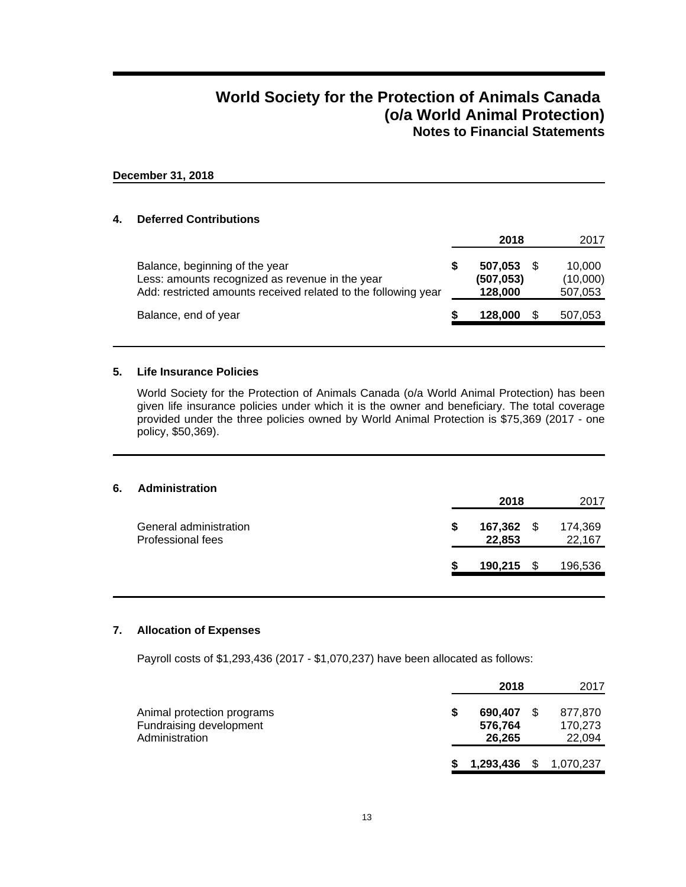# World Society for the Protection of Animals Canada (o/a World Animal Protection)
## Notes to Financial Statements

**December 31, 2018**

### 4. Deferred Contributions

| | 2018 | 2017 |
|---|---|---|
| Balance, beginning of the year | **$ 507,053** | $ 10,000 |
| Less: amounts recognized as revenue in the year | **(507,053)** | (10,000) |
| Add: restricted amounts received related to the following year | **128,000** | 507,053 |
| Balance, end of year | **$ 128,000** | $ 507,053 |

### 5. Life Insurance Policies

World Society for the Protection of Animals Canada (o/a World Animal Protection) has been given life insurance policies under which it is the owner and beneficiary. The total coverage provided under the three policies owned by World Animal Protection is $75,369 (2017 - one policy, $50,369).

### 6. Administration

| | 2018 | 2017 |
|---|---|---|
| General administration | **$ 167,362** | $ 174,369 |
| Professional fees | **22,853** | 22,167 |
| | **$ 190,215** | $ 196,536 |

### 7. Allocation of Expenses

Payroll costs of $1,293,436 (2017 - $1,070,237) have been allocated as follows:

| | 2018 | 2017 |
|---|---|---|
| Animal protection programs | **$ 690,407** | $ 877,870 |
| Fundraising development | **576,764** | 170,273 |
| Administration | **26,265** | 22,094 |
| | **$ 1,293,436** | $ 1,070,237 |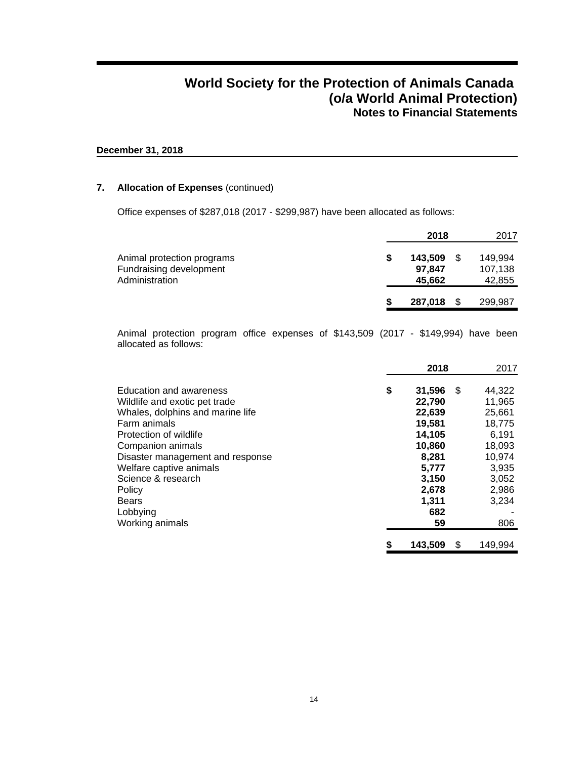# World Society for the Protection of Animals Canada
# (o/a World Animal Protection)
## Notes to Financial Statements

**December 31, 2018**

### 7. Allocation of Expenses (continued)

Office expenses of $287,018 (2017 - $299,987) have been allocated as follows:

| | **2018** | 2017 |
|---|---|---|
| Animal protection programs | **$ 143,509** | $ 149,994 |
| Fundraising development | **97,847** | 107,138 |
| Administration | **45,662** | 42,855 |
| | **$ 287,018** | $ 299,987 |

Animal protection program office expenses of $143,509 (2017 - $149,994) have been allocated as follows:

| | **2018** | 2017 |
|---|---|---|
| Education and awareness | **$ 31,596** | $ 44,322 |
| Wildlife and exotic pet trade | **22,790** | 11,965 |
| Whales, dolphins and marine life | **22,639** | 25,661 |
| Farm animals | **19,581** | 18,775 |
| Protection of wildlife | **14,105** | 6,191 |
| Companion animals | **10,860** | 18,093 |
| Disaster management and response | **8,281** | 10,974 |
| Welfare captive animals | **5,777** | 3,935 |
| Science & research | **3,150** | 3,052 |
| Policy | **2,678** | 2,986 |
| Bears | **1,311** | 3,234 |
| Lobbying | **682** | - |
| Working animals | **59** | 806 |
| | **$ 143,509** | $ 149,994 |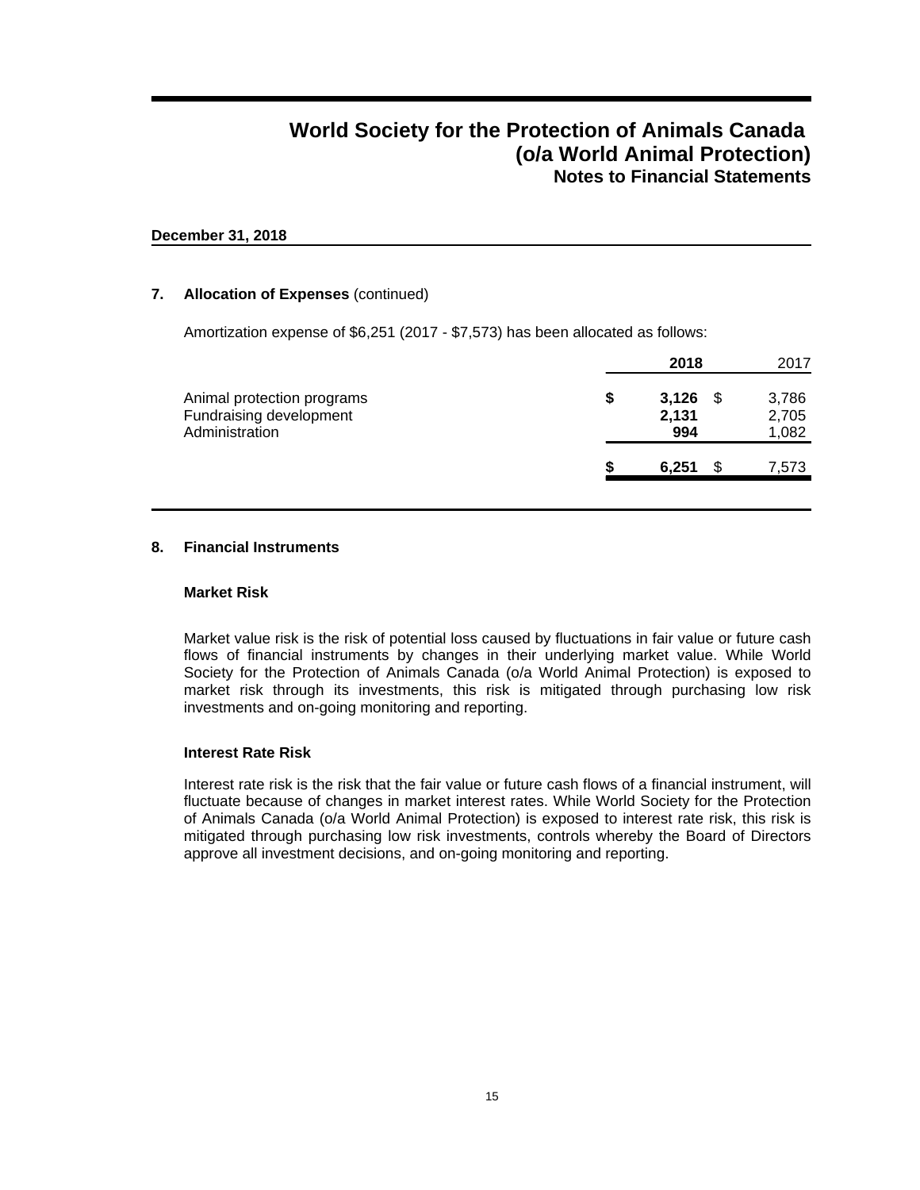# World Society for the Protection of Animals Canada (o/a World Animal Protection)
## Notes to Financial Statements

**December 31, 2018**

**7. Allocation of Expenses** (continued)

Amortization expense of $6,251 (2017 - $7,573) has been allocated as follows:

| | **2018** | 2017 |
|---|---|---|
| Animal protection programs | **$ 3,126** | $ 3,786 |
| Fundraising development | **2,131** | 2,705 |
| Administration | **994** | 1,082 |
| | **$ 6,251** | $ 7,573 |

**8. Financial Instruments**

**Market Risk**

Market value risk is the risk of potential loss caused by fluctuations in fair value or future cash flows of financial instruments by changes in their underlying market value. While World Society for the Protection of Animals Canada (o/a World Animal Protection) is exposed to market risk through its investments, this risk is mitigated through purchasing low risk investments and on-going monitoring and reporting.

**Interest Rate Risk**

Interest rate risk is the risk that the fair value or future cash flows of a financial instrument, will fluctuate because of changes in market interest rates. While World Society for the Protection of Animals Canada (o/a World Animal Protection) is exposed to interest rate risk, this risk is mitigated through purchasing low risk investments, controls whereby the Board of Directors approve all investment decisions, and on-going monitoring and reporting.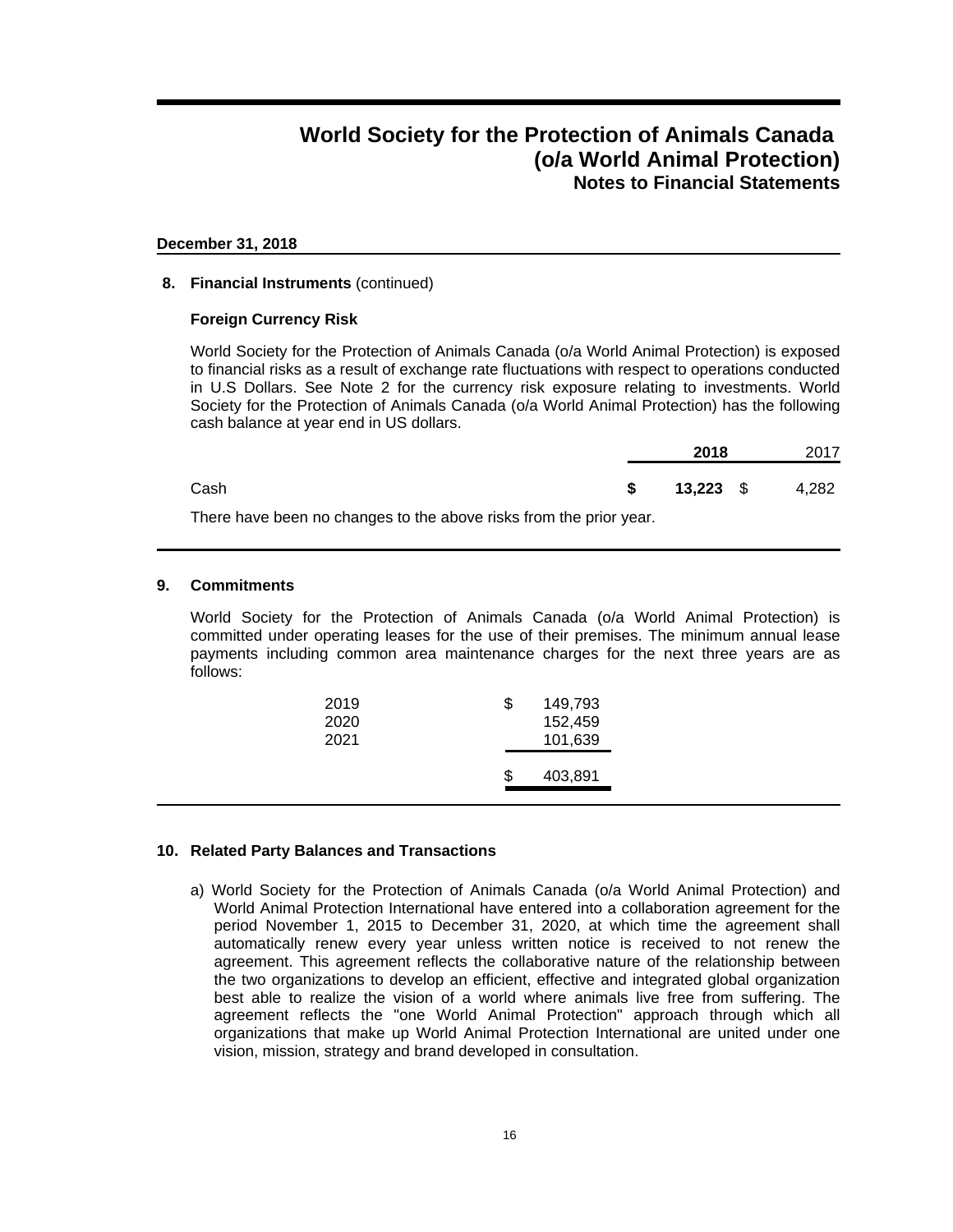# World Society for the Protection of Animals Canada (o/a World Animal Protection)
## Notes to Financial Statements

**December 31, 2018**

**8. Financial Instruments** (continued)

**Foreign Currency Risk**

World Society for the Protection of Animals Canada (o/a World Animal Protection) is exposed to financial risks as a result of exchange rate fluctuations with respect to operations conducted in U.S Dollars. See Note 2 for the currency risk exposure relating to investments. World Society for the Protection of Animals Canada (o/a World Animal Protection) has the following cash balance at year end in US dollars.

| | **2018** | 2017 |
|---|---|---|
| Cash | **$ 13,223** | $ 4,282 |

There have been no changes to the above risks from the prior year.

**9. Commitments**

World Society for the Protection of Animals Canada (o/a World Animal Protection) is committed under operating leases for the use of their premises. The minimum annual lease payments including common area maintenance charges for the next three years are as follows:

| | |
|---|---|
| 2019 | $ 149,793 |
| 2020 | 152,459 |
| 2021 | 101,639 |
| | $ 403,891 |

**10. Related Party Balances and Transactions**

a) World Society for the Protection of Animals Canada (o/a World Animal Protection) and World Animal Protection International have entered into a collaboration agreement for the period November 1, 2015 to December 31, 2020, at which time the agreement shall automatically renew every year unless written notice is received to not renew the agreement. This agreement reflects the collaborative nature of the relationship between the two organizations to develop an efficient, effective and integrated global organization best able to realize the vision of a world where animals live free from suffering. The agreement reflects the "one World Animal Protection" approach through which all organizations that make up World Animal Protection International are united under one vision, mission, strategy and brand developed in consultation.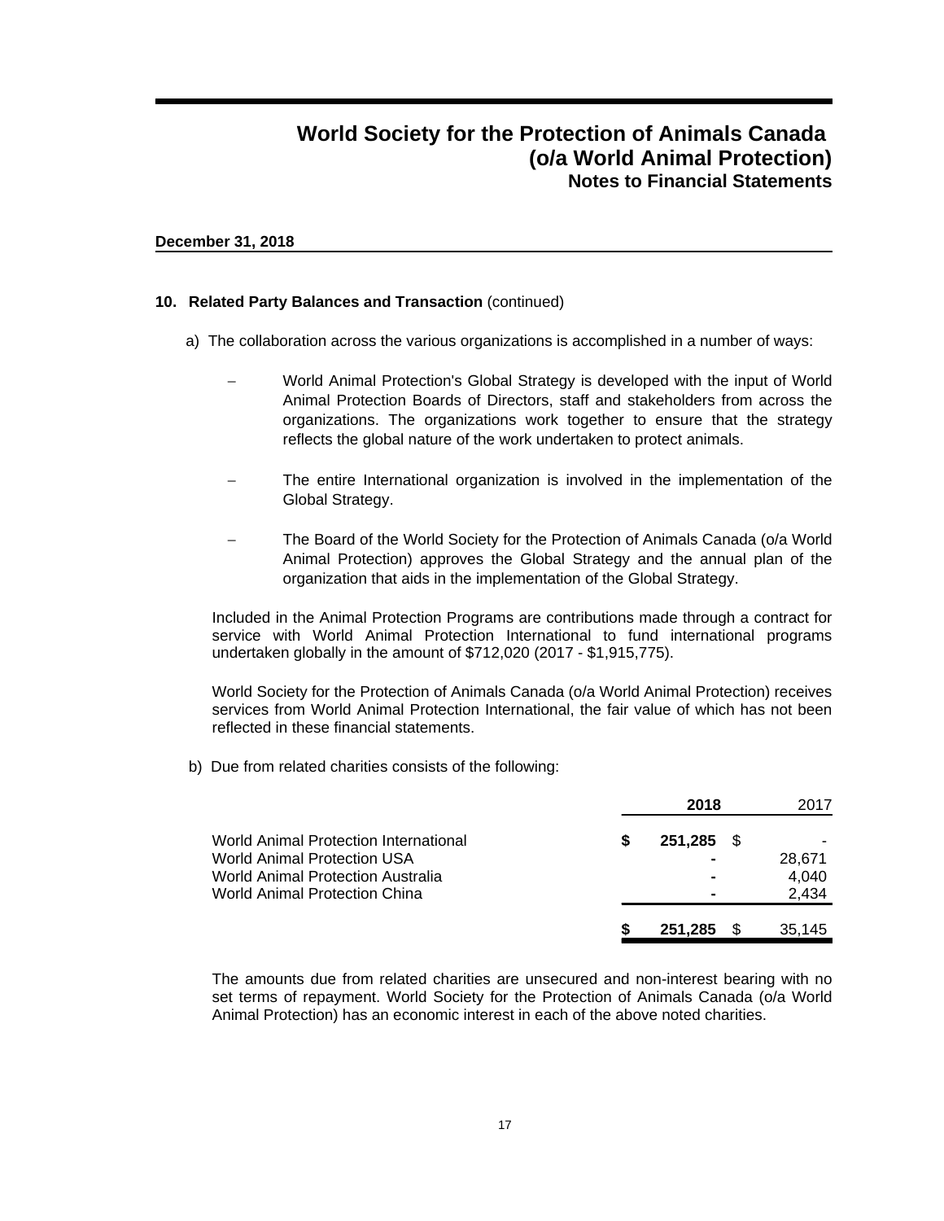# World Society for the Protection of Animals Canada (o/a World Animal Protection)
## Notes to Financial Statements

**December 31, 2018**

**10. Related Party Balances and Transaction** (continued)

a) The collaboration across the various organizations is accomplished in a number of ways:

- World Animal Protection's Global Strategy is developed with the input of World Animal Protection Boards of Directors, staff and stakeholders from across the organizations. The organizations work together to ensure that the strategy reflects the global nature of the work undertaken to protect animals.
- The entire International organization is involved in the implementation of the Global Strategy.
- The Board of the World Society for the Protection of Animals Canada (o/a World Animal Protection) approves the Global Strategy and the annual plan of the organization that aids in the implementation of the Global Strategy.

Included in the Animal Protection Programs are contributions made through a contract for service with World Animal Protection International to fund international programs undertaken globally in the amount of $712,020 (2017 - $1,915,775).

World Society for the Protection of Animals Canada (o/a World Animal Protection) receives services from World Animal Protection International, the fair value of which has not been reflected in these financial statements.

b) Due from related charities consists of the following:

| | **2018** | 2017 |
|---|---|---|
| World Animal Protection International | **$ 251,285** | $ - |
| World Animal Protection USA | **-** | 28,671 |
| World Animal Protection Australia | **-** | 4,040 |
| World Animal Protection China | **-** | 2,434 |
| | **$ 251,285** | $ 35,145 |

The amounts due from related charities are unsecured and non-interest bearing with no set terms of repayment. World Society for the Protection of Animals Canada (o/a World Animal Protection) has an economic interest in each of the above noted charities.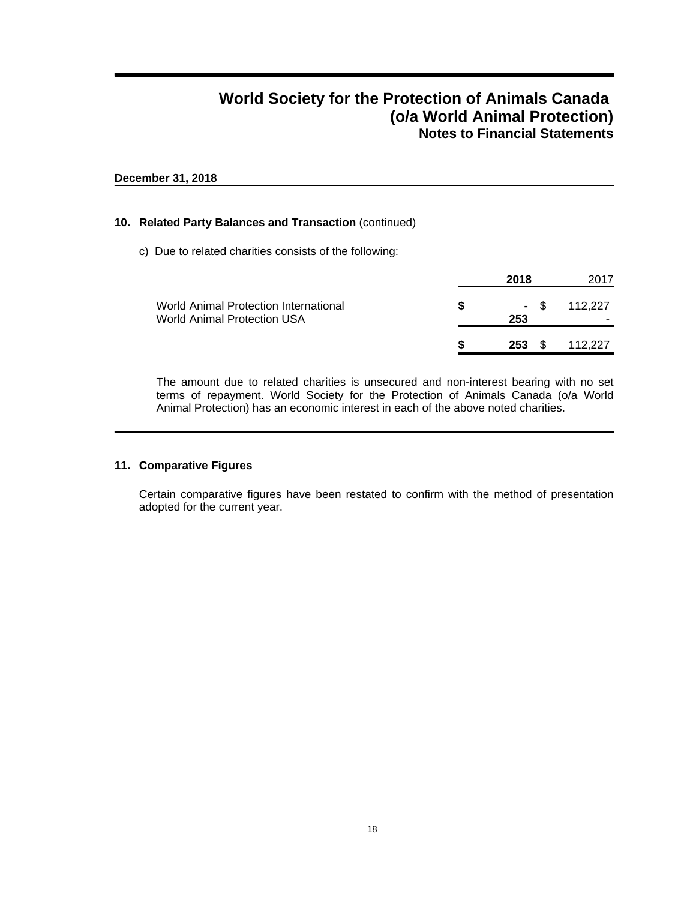**World Society for the Protection of Animals Canada (o/a World Animal Protection)**
**Notes to Financial Statements**

**December 31, 2018**

**10. Related Party Balances and Transaction** (continued)

c) Due to related charities consists of the following:

| | **2018** | 2017 |
|---|---|---|
| World Animal Protection International | **$ -** | $ 112,227 |
| World Animal Protection USA | **253** | - |
| | **$ 253** | $ 112,227 |

The amount due to related charities is unsecured and non-interest bearing with no set terms of repayment. World Society for the Protection of Animals Canada (o/a World Animal Protection) has an economic interest in each of the above noted charities.

**11. Comparative Figures**

Certain comparative figures have been restated to confirm with the method of presentation adopted for the current year.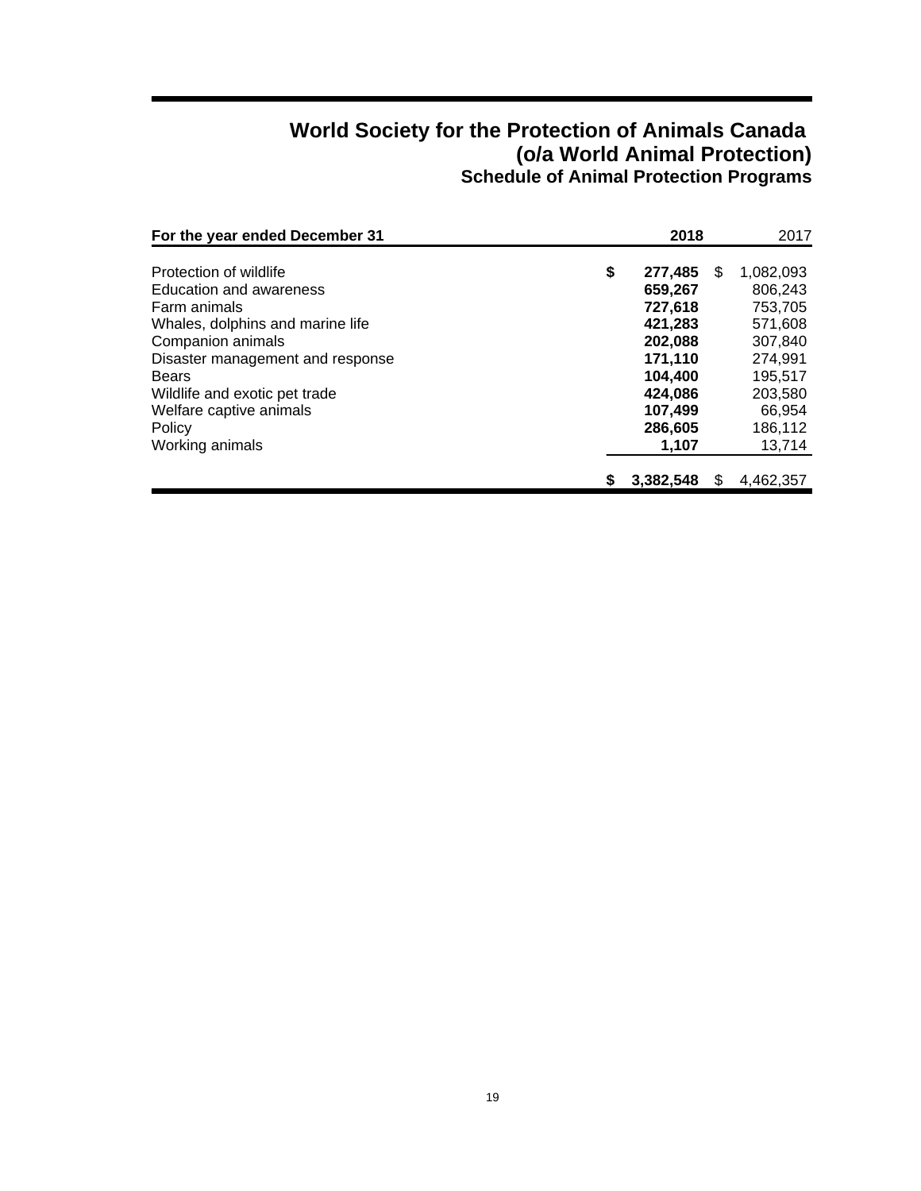# World Society for the Protection of Animals Canada (o/a World Animal Protection)

## Schedule of Animal Protection Programs

| For the year ended December 31 | 2018 | 2017 |
|---|---|---|
| Protection of wildlife | **$ 277,485** | $ 1,082,093 |
| Education and awareness | **659,267** | 806,243 |
| Farm animals | **727,618** | 753,705 |
| Whales, dolphins and marine life | **421,283** | 571,608 |
| Companion animals | **202,088** | 307,840 |
| Disaster management and response | **171,110** | 274,991 |
| Bears | **104,400** | 195,517 |
| Wildlife and exotic pet trade | **424,086** | 203,580 |
| Welfare captive animals | **107,499** | 66,954 |
| Policy | **286,605** | 186,112 |
| Working animals | **1,107** | 13,714 |
| | **$ 3,382,548** | $ 4,462,357 |